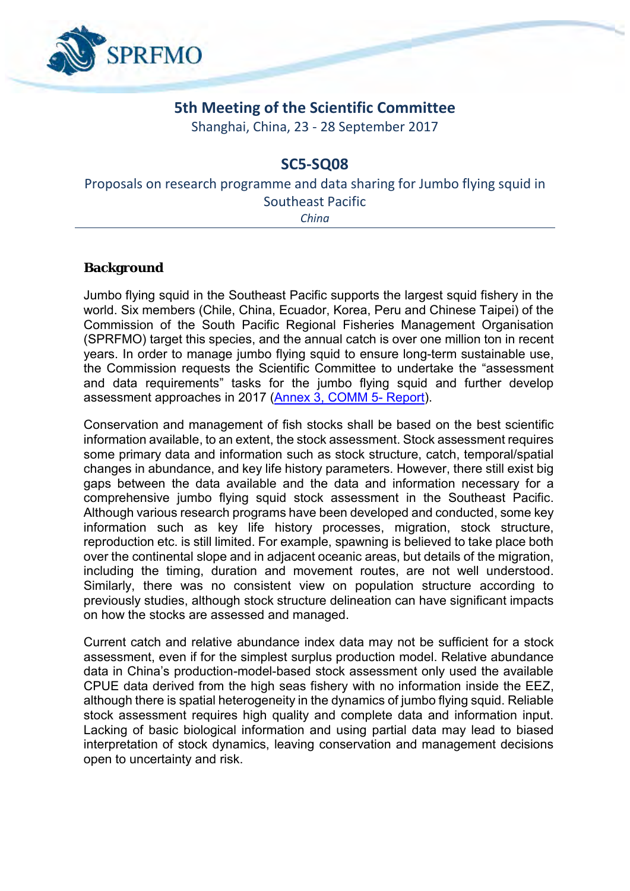SPRFMO

# 5th Meeting of the Scientific Committee

Shanghai, China, 23 - 28 September 2017

## SC5-SQ08

Proposals on research programme and data sharing for Jumbo flying squid in Southeast Pacific

*China*

---

### Background

Jumbo flying squid in the Southeast Pacific supports the largest squid fishery in the world. Six members (Chile, China, Ecuador, Korea, Peru and Chinese Taipei) of the Commission of the South Pacific Regional Fisheries Management Organisation (SPRFMO) target this species, and the annual catch is over one million ton in recent years. In order to manage jumbo flying squid to ensure long-term sustainable use, the Commission requests the Scientific Committee to undertake the "assessment and data requirements" tasks for the jumbo flying squid and further develop assessment approaches in 2017 (Annex 3, COMM 5- Report).

Conservation and management of fish stocks shall be based on the best scientific information available, to an extent, the stock assessment. Stock assessment requires some primary data and information such as stock structure, catch, temporal/spatial changes in abundance, and key life history parameters. However, there still exist big gaps between the data available and the data and information necessary for a comprehensive jumbo flying squid stock assessment in the Southeast Pacific. Although various research programs have been developed and conducted, some key information such as key life history processes, migration, stock structure, reproduction etc. is still limited. For example, spawning is believed to take place both over the continental slope and in adjacent oceanic areas, but details of the migration, including the timing, duration and movement routes, are not well understood. Similarly, there was no consistent view on population structure according to previously studies, although stock structure delineation can have significant impacts on how the stocks are assessed and managed.

Current catch and relative abundance index data may not be sufficient for a stock assessment, even if for the simplest surplus production model. Relative abundance data in China's production-model-based stock assessment only used the available CPUE data derived from the high seas fishery with no information inside the EEZ, although there is spatial heterogeneity in the dynamics of jumbo flying squid. Reliable stock assessment requires high quality and complete data and information input. Lacking of basic biological information and using partial data may lead to biased interpretation of stock dynamics, leaving conservation and management decisions open to uncertainty and risk.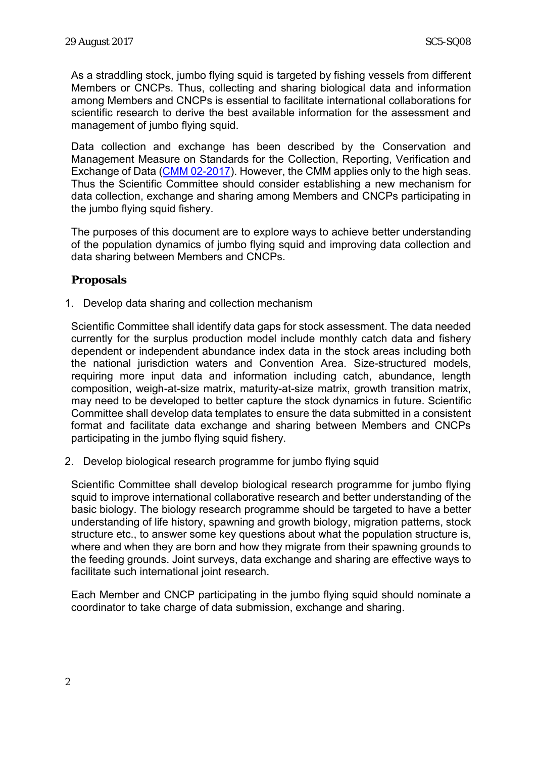As a straddling stock, jumbo flying squid is targeted by fishing vessels from different Members or CNCPs. Thus, collecting and sharing biological data and information among Members and CNCPs is essential to facilitate international collaborations for scientific research to derive the best available information for the assessment and management of jumbo flying squid.

Data collection and exchange has been described by the Conservation and Management Measure on Standards for the Collection, Reporting, Verification and Exchange of Data (CMM 02-2017). However, the CMM applies only to the high seas. Thus the Scientific Committee should consider establishing a new mechanism for data collection, exchange and sharing among Members and CNCPs participating in the jumbo flying squid fishery.

The purposes of this document are to explore ways to achieve better understanding of the population dynamics of jumbo flying squid and improving data collection and data sharing between Members and CNCPs.

## Proposals

1. Develop data sharing and collection mechanism

   Scientific Committee shall identify data gaps for stock assessment. The data needed currently for the surplus production model include monthly catch data and fishery dependent or independent abundance index data in the stock areas including both the national jurisdiction waters and Convention Area. Size-structured models, requiring more input data and information including catch, abundance, length composition, weigh-at-size matrix, maturity-at-size matrix, growth transition matrix, may need to be developed to better capture the stock dynamics in future. Scientific Committee shall develop data templates to ensure the data submitted in a consistent format and facilitate data exchange and sharing between Members and CNCPs participating in the jumbo flying squid fishery.

2. Develop biological research programme for jumbo flying squid

   Scientific Committee shall develop biological research programme for jumbo flying squid to improve international collaborative research and better understanding of the basic biology. The biology research programme should be targeted to have a better understanding of life history, spawning and growth biology, migration patterns, stock structure etc., to answer some key questions about what the population structure is, where and when they are born and how they migrate from their spawning grounds to the feeding grounds. Joint surveys, data exchange and sharing are effective ways to facilitate such international joint research.

   Each Member and CNCP participating in the jumbo flying squid should nominate a coordinator to take charge of data submission, exchange and sharing.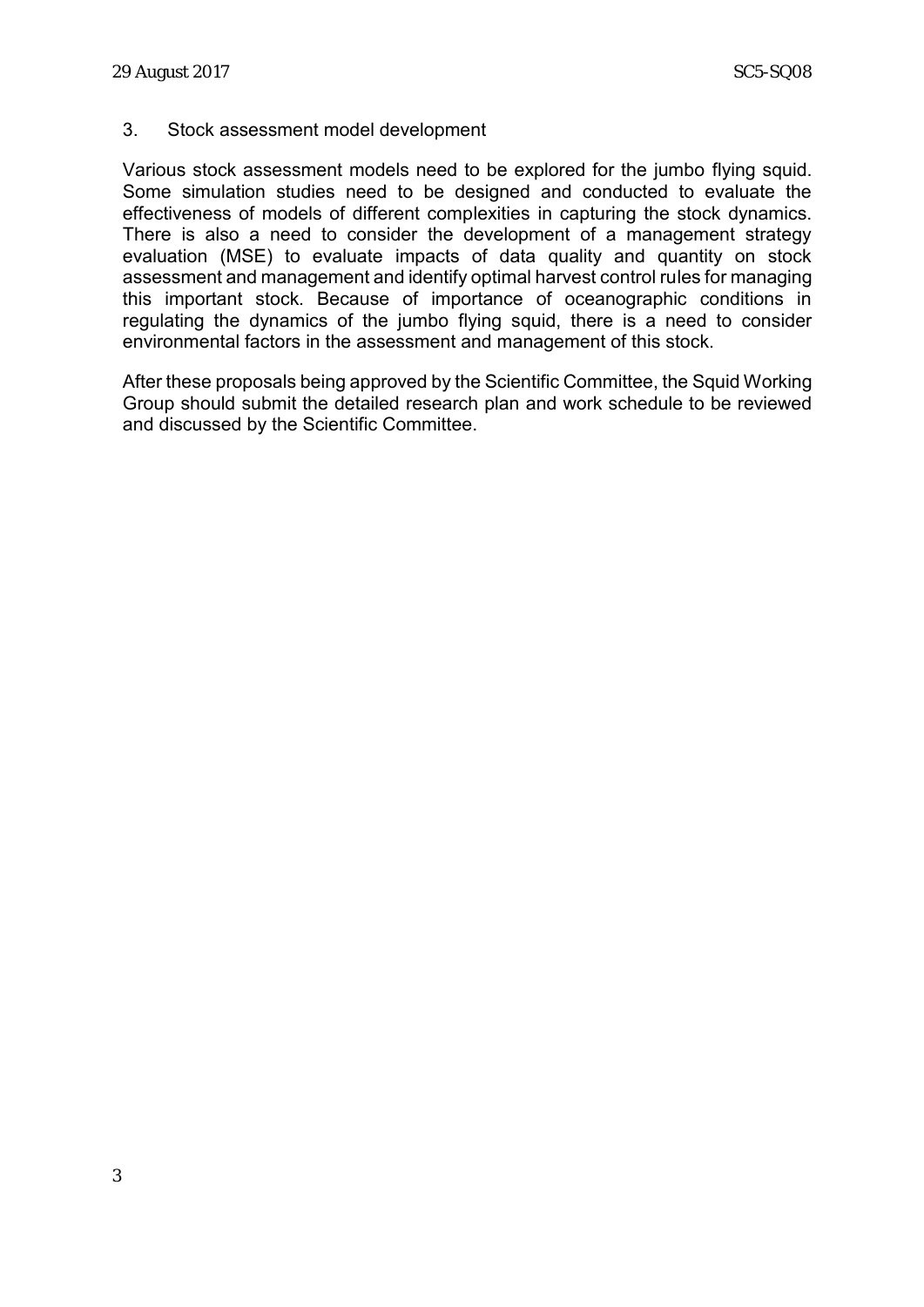### 3. Stock assessment model development

Various stock assessment models need to be explored for the jumbo flying squid. Some simulation studies need to be designed and conducted to evaluate the effectiveness of models of different complexities in capturing the stock dynamics. There is also a need to consider the development of a management strategy evaluation (MSE) to evaluate impacts of data quality and quantity on stock assessment and management and identify optimal harvest control rules for managing this important stock. Because of importance of oceanographic conditions in regulating the dynamics of the jumbo flying squid, there is a need to consider environmental factors in the assessment and management of this stock.

After these proposals being approved by the Scientific Committee, the Squid Working Group should submit the detailed research plan and work schedule to be reviewed and discussed by the Scientific Committee.